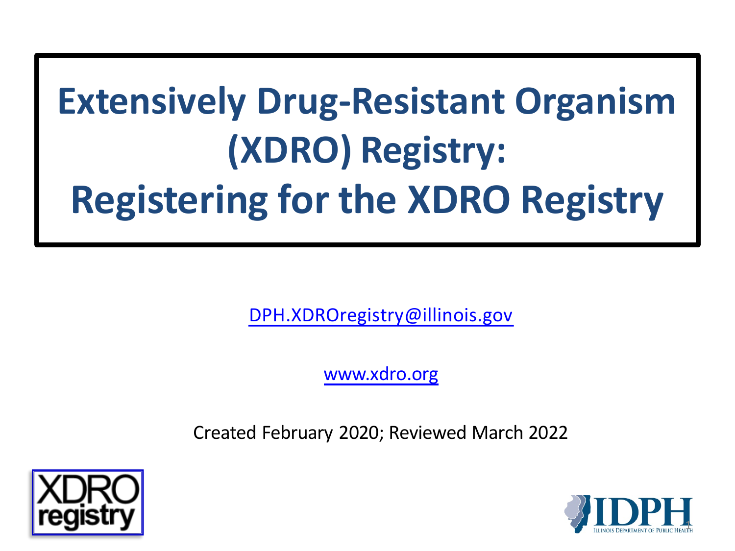# Extensively Drug-Resistant Organism (XDRO) Registry: Registering for the XDRO Registry

[DPH.XDROregistry@illinois.gov](mailto:DPH.XDROregistry@illinois.gov)

[www.xdro.org](http://www.xdro.org)

Created February 2020; Reviewed March 2022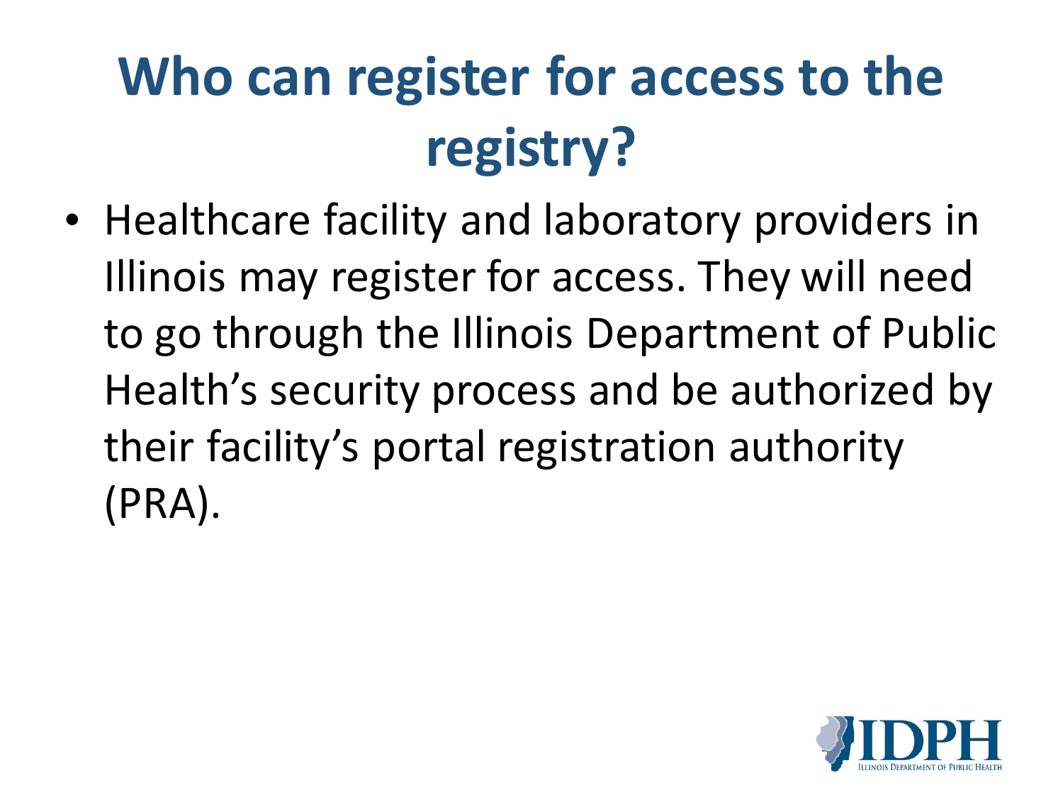# Who can register for access to the registry?

- Healthcare facility and laboratory providers in Illinois may register for access. They will need to go through the Illinois Department of Public Health's security process and be authorized by their facility's portal registration authority (PRA).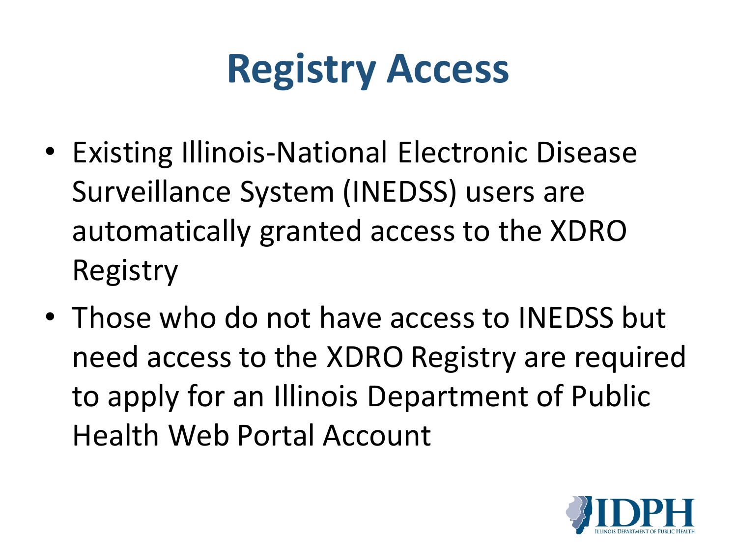# Registry Access

- Existing Illinois-National Electronic Disease Surveillance System (INEDSS) users are automatically granted access to the XDRO Registry
- Those who do not have access to INEDSS but need access to the XDRO Registry are required to apply for an Illinois Department of Public Health Web Portal Account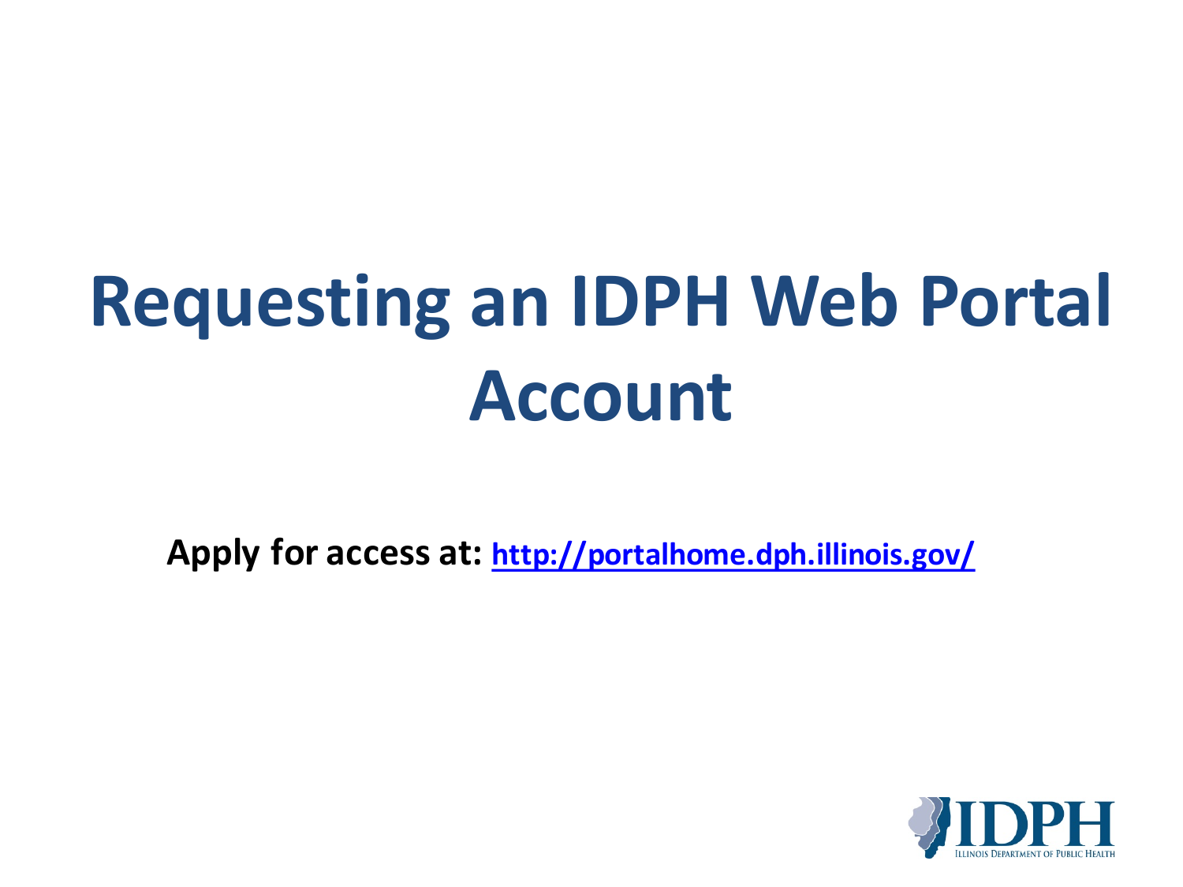# Requesting an IDPH Web Portal Account

**Apply for access at:** [http://portalhome.dph.illinois.gov/](http://portalhome.dph.illinois.gov/)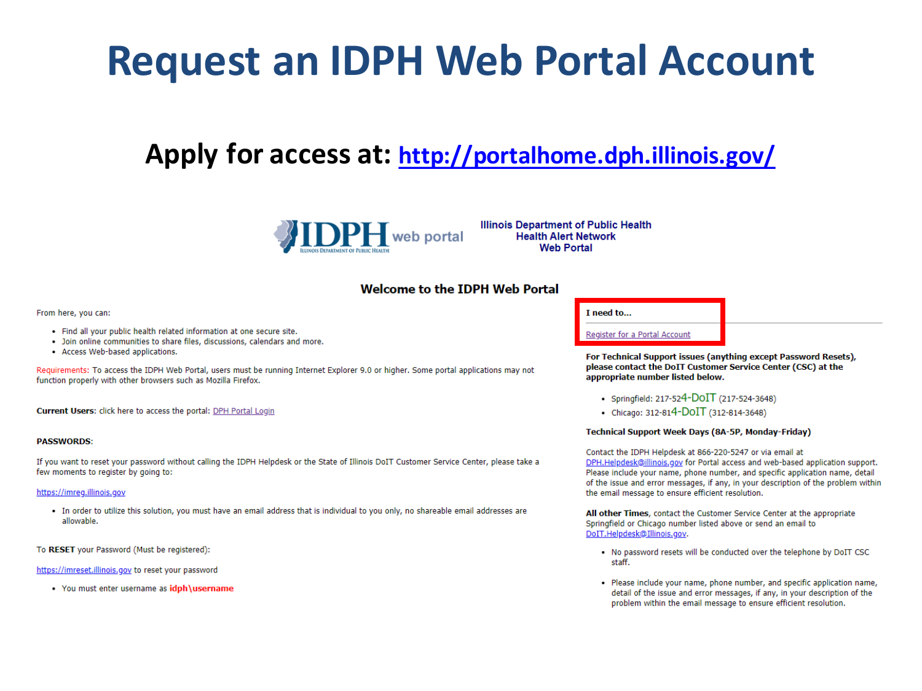# Request an IDPH Web Portal Account

## Apply for access at: http://portalhome.dph.illinois.gov/

IDPH web portal — Illinois Department of Public Health

**Illinois Department of Public Health**
**Health Alert Network**
**Web Portal**

### Welcome to the IDPH Web Portal

From here, you can:

- Find all your public health related information at one secure site.
- Join online communities to share files, discussions, calendars and more.
- Access Web-based applications.

Requirements: To access the IDPH Web Portal, users must be running Internet Explorer 9.0 or higher. Some portal applications may not function properly with other browsers such as Mozilla Firefox.

**Current Users**: click here to access the portal: DPH Portal Login

**PASSWORDS**:

If you want to reset your password without calling the IDPH Helpdesk or the State of Illinois DoIT Customer Service Center, please take a few moments to register by going to:

https://imreg.illinois.gov

- In order to utilize this solution, you must have an email address that is individual to you only, no shareable email addresses are allowable.

To **RESET** your Password (Must be registered):

https://imreset.illinois.gov to reset your password

- You must enter username as **idph\username**

**I need to...**

Register for a Portal Account

**For Technical Support issues (anything except Password Resets), please contact the DoIT Customer Service Center (CSC) at the appropriate number listed below.**

- Springfield: 217-524-DoIT (217-524-3648)
- Chicago: 312-814-DoIT (312-814-3648)

**Technical Support Week Days (8A-5P, Monday-Friday)**

Contact the IDPH Helpdesk at 866-220-5247 or via email at DPH.Helpdesk@illinois.gov for Portal access and web-based application support. Please include your name, phone number, and specific application name, detail of the issue and error messages, if any, in your description of the problem within the email message to ensure efficient resolution.

**All other Times**, contact the Customer Service Center at the appropriate Springfield or Chicago number listed above or send an email to DoIT.Helpdesk@Illinois.gov.

- No password resets will be conducted over the telephone by DoIT CSC staff.
- Please include your name, phone number, and specific application name, detail of the issue and error messages, if any, in your description of the problem within the email message to ensure efficient resolution.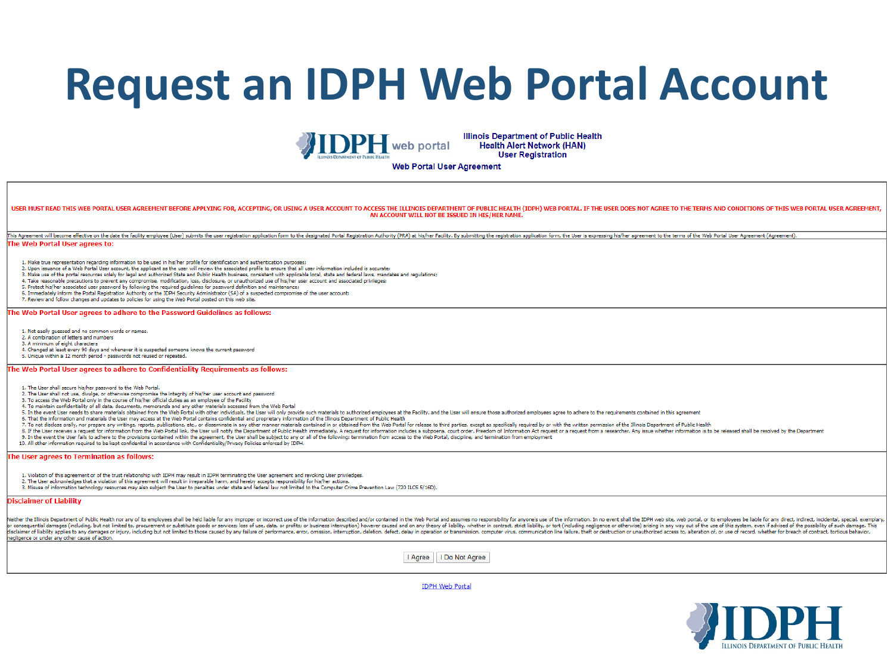# Request an IDPH Web Portal Account

Illinois Department of Public Health
Health Alert Network (HAN)
User Registration

Web Portal User Agreement

USER MUST READ THIS WEB PORTAL USER AGREEMENT BEFORE APPLYING FOR, ACCEPTING, OR USING A USER ACCOUNT TO ACCESS THE ILLINOIS DEPARTMENT OF PUBLIC HEALTH (IDPH) WEB PORTAL. IF THE USER DOES NOT AGREE TO THE TERMS AND CONDITIONS OF THIS WEB PORTAL USER AGREEMENT, AN ACCOUNT WILL NOT BE ISSUED IN HIS/HER NAME.

This Agreement will become effective on the date the facility employee (User) submits the user registration application form to the designated Portal Registration Authority (PRA) at his/her Facility. By submitting the registration application form, the User is expressing his/her agreement to the terms of the Web Portal User Agreement (Agreement).

**The Web Portal User agrees to:**

1. Make true representation regarding information to be used in his/her profile for identification and authentication purposes;
2. Upon issuance of a Web Portal User account, the applicant as the user will review the associated profile to ensure that all user information included is accurate;
3. Make use of the portal resources solely for legal and authorized State and Public Health business, consistent with applicable local, state and federal laws, mandates and regulations;
4. Take reasonable precautions to prevent any compromise, modification, loss, disclosure, or unauthorized use of his/her user account and associated privileges;
5. Protect his/her associated user password by following the required guidelines for password definition and maintenance;
6. Immediately inform the Portal Registration Authority or the IDPH Security Administrator (SA) of a suspected compromise of the user account;
7. Review and follow changes and updates to policies for using the Web Portal posted on this web site.

**The Web Portal User agrees to adhere to the Password Guidelines as follows:**

1. Not easily guessed and no common words or names.
2. A combination of letters and numbers
3. A minimum of eight characters
4. Changed at least every 90 days and whenever it is suspected someone knows the current password
5. Unique within a 12 month period - passwords not reused or repeated.

**The Web Portal User agrees to adhere to Confidentiality Requirements as follows:**

1. The User shall secure his/her password to the Web Portal.
2. The User shall not use, divulge, or otherwise compromise the integrity of his/her user account and password
3. To access the Web Portal only in the course of his/her official duties as an employee of the Facility
4. To maintain confidentiality of all data, documents, memoranda and any other materials accessed from the Web Portal
5. In the event User needs to share materials obtained from the Web Portal with other individuals, the User will only provide such materials to authorized employees at the Facility, and the User will ensure those authorized employees agree to adhere to the requirements contained in this agreement
6. That the information and materials the User may access at the Web Portal contains confidential and proprietary information of the Illinois Department of Public Health
7. To not disclose orally, nor prepare any writings, reports, publications, etc., or disseminate in any other manner materials contained in or obtained from the Web Portal for release to third parties, except as specifically required by or with the written permission of the Illinois Department of Public Health
8. If the User receives a request for information from the Web Portal link, the User will notify the Department of Public Health immediately. A request for information includes a subpoena, court order, Freedom of Information Act request or a request from a researcher. Any issue whether information is to be released shall be resolved by the Department
9. In the event the User fails to adhere to the provisions contained within the agreement, the User shall be subject to any or all of the following: termination from access to the Web Portal, discipline, and termination from employment
10. All other information required to be kept confidential in accordance with Confidentiality/Privacy Policies enforced by IDPH.

**The User agrees to Termination as follows:**

1. Violation of this agreement or of the trust relationship with IDPH may result in IDPH terminating the User agreement and revoking User privileges.
2. The User acknowledges that a violation of this agreement will result in irreparable harm, and hereby accepts responsibility for his/her actions.
3. Misuse of information technology resources may also subject the User to penalties under state and federal law not limited to the Computer Crime Prevention Law (720 ILCS 5/16D).

**Disclaimer of Liability**

Neither the Illinois Department of Public Health nor any of its employees shall be held liable for any improper or incorrect use of the information described and/or contained in the Web Portal and assumes no responsibility for anyone's use of the information. In no event shall the IDPH web site, web portal, or its employees be liable for any direct, indirect, incidental, special, exemplary, or consequential damages (including, but not limited to, procurement or substitute goods or services; loss of use, data, or profits; or business interruption) however caused and on any theory of liability, whether in contract, strict liability, or tort (including negligence or otherwise) arising in any way out of the use of this system, even if advised of the possibility of such damage. This disclaimer of liability applies to any damages or injury, including but not limited to those caused by any failure of performance, error, omission, interruption, deletion, defect, delay in operation or transmission, computer virus, communication line failure, theft or destruction or unauthorized access to, alteration of, or use of record, whether for breach of contract, tortious behavior, negligence or under any other cause of action.

I Agree | I Do Not Agree

IDPH Web Portal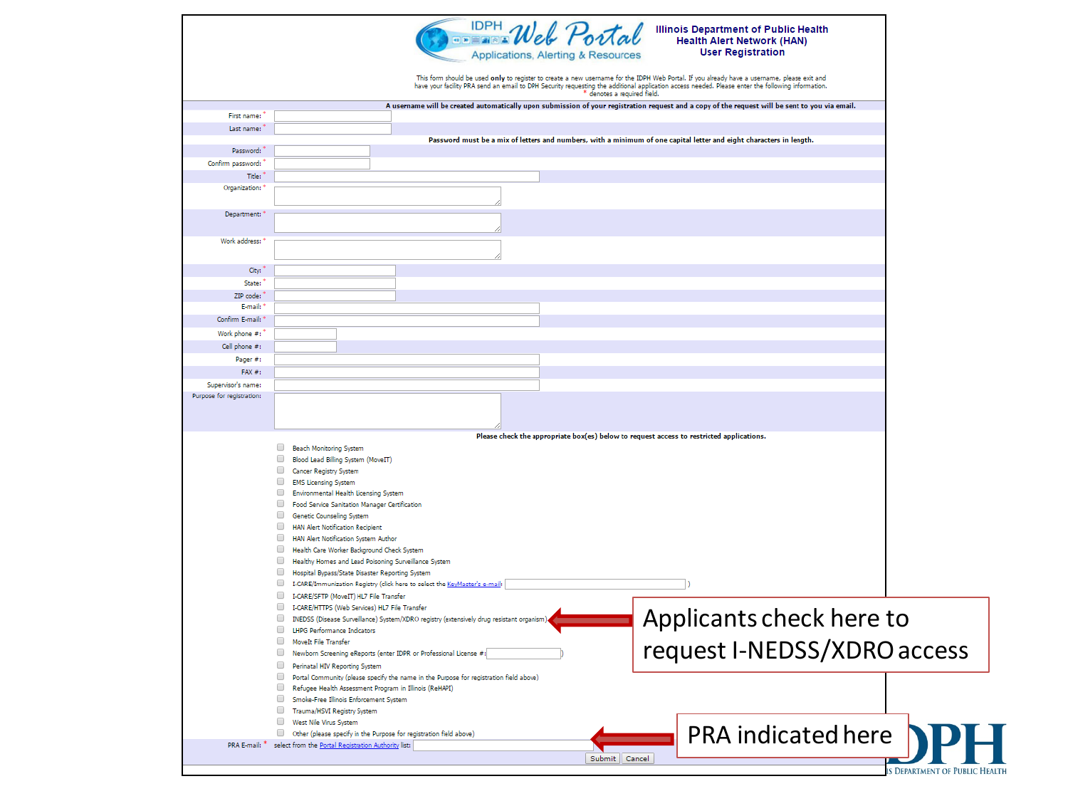# IDPH Web Portal
Applications, Alerting & Resources

**Illinois Department of Public Health**
**Health Alert Network (HAN)**
**User Registration**

This form should be used **only** to register to create a new username for the IDPH Web Portal. If you already have a username, please exit and have your facility PRA send an email to DPH Security requesting the additional application access needed. Please enter the following information.
\* denotes a required field.

**A username will be created automatically upon submission of your registration request and a copy of the request will be sent to you via email.**

First name: *
Last name: *

**Password must be a mix of letters and numbers, with a minimum of one capital letter and eight characters in length.**

Password: *
Confirm password: *
Title: *
Organization: *
Department: *
Work address: *
City: *
State: *
ZIP code: *
E-mail: *
Confirm E-mail: *
Work phone #: *
Cell phone #:
Pager #:
FAX #:
Supervisor's name:
Purpose for registration:

**Please check the appropriate box(es) below to request access to restricted applications.**

- Beach Monitoring System
- Blood Lead Billing System (MoveIT)
- Cancer Registry System
- EMS Licensing System
- Environmental Health Licensing System
- Food Service Sanitation Manager Certification
- Genetic Counseling System
- HAN Alert Notification Recipient
- HAN Alert Notification System Author
- Health Care Worker Background Check System
- Healthy Homes and Lead Poisoning Surveillance System
- Hospital Bypass/State Disaster Reporting System
- I-CARE/Immunization Registry (click here to select the KeyMaster's e-mail: )
- I-CARE/SFTP (MoveIT) HL7 File Transfer
- I-CARE/HTTPS (Web Services) HL7 File Transfer
- INEDSS (Disease Surveillance) System/XDRO registry (extensively drug resistant organism)
- LHPG Performance Indicators
- MoveIt File Transfer
- Newborn Screening eReports (enter IDPR or Professional License #: )
- Perinatal HIV Reporting System
- Portal Community (please specify the name in the Purpose for registration field above)
- Refugee Health Assessment Program in Illinois (ReHAPI)
- Smoke-Free Illinois Enforcement System
- Trauma/HSVI Registry System
- West Nile Virus System
- Other (please specify in the Purpose for registration field above)

PRA E-mail: * select from the Portal Registration Authority list:

Submit | Cancel

Applicants check here to request I-NEDSS/XDRO access

PRA indicated here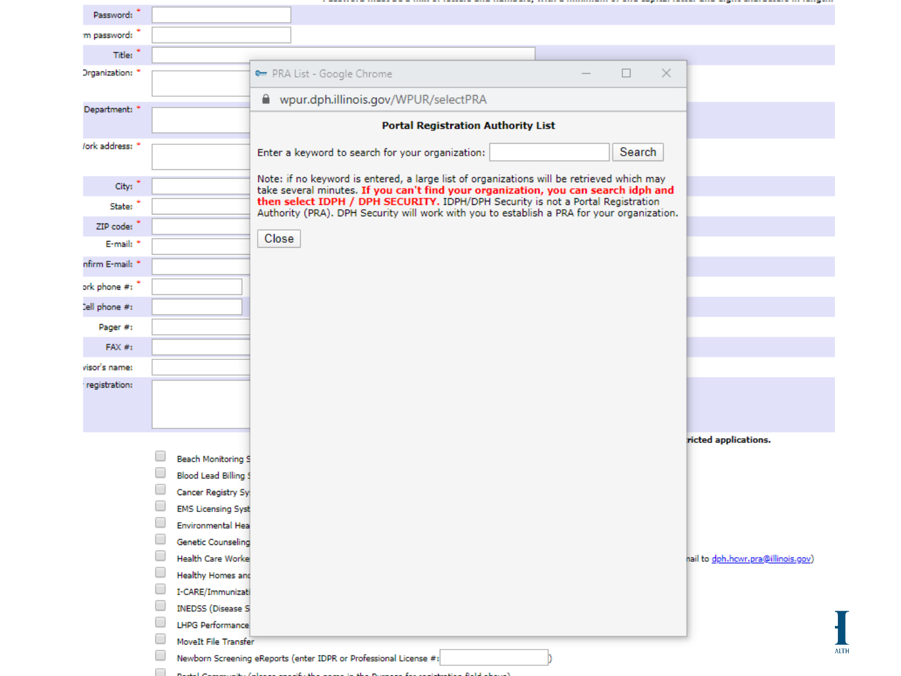Password: *

m password: *

Title: *

Organization: *

Department: *

Vork address: *

City: *

State: *

ZIP code: *

E-mail: *

nfirm E-mail: *

ork phone #: *

Cell phone #:

Pager #:

FAX #:

visor's name:

registration:

PRA List - Google Chrome

wpur.dph.illinois.gov/WPUR/selectPRA

**Portal Registration Authority List**

Enter a keyword to search for your organization: Search

Note: if no keyword is entered, a large list of organizations will be retrieved which may take several minutes. **If you can't find your organization, you can search idph and then select IDPH / DPH SECURITY.** IDPH/DPH Security is not a Portal Registration Authority (PRA). DPH Security will work with you to establish a PRA for your organization.

Close

ricted applications.

- Beach Monitoring S
- Blood Lead Billing S
- Cancer Registry Sy
- EMS Licensing Syst
- Environmental Hea
- Genetic Counseling
- Health Care Worke — nail to dph.hcwr.pra@illinois.gov)
- Healthy Homes and
- I-CARE/Immunizati
- INEDSS (Disease S
- LHPG Performance
- MoveIt File Transfer
- Newborn Screening eReports (enter IDPR or Professional License #: )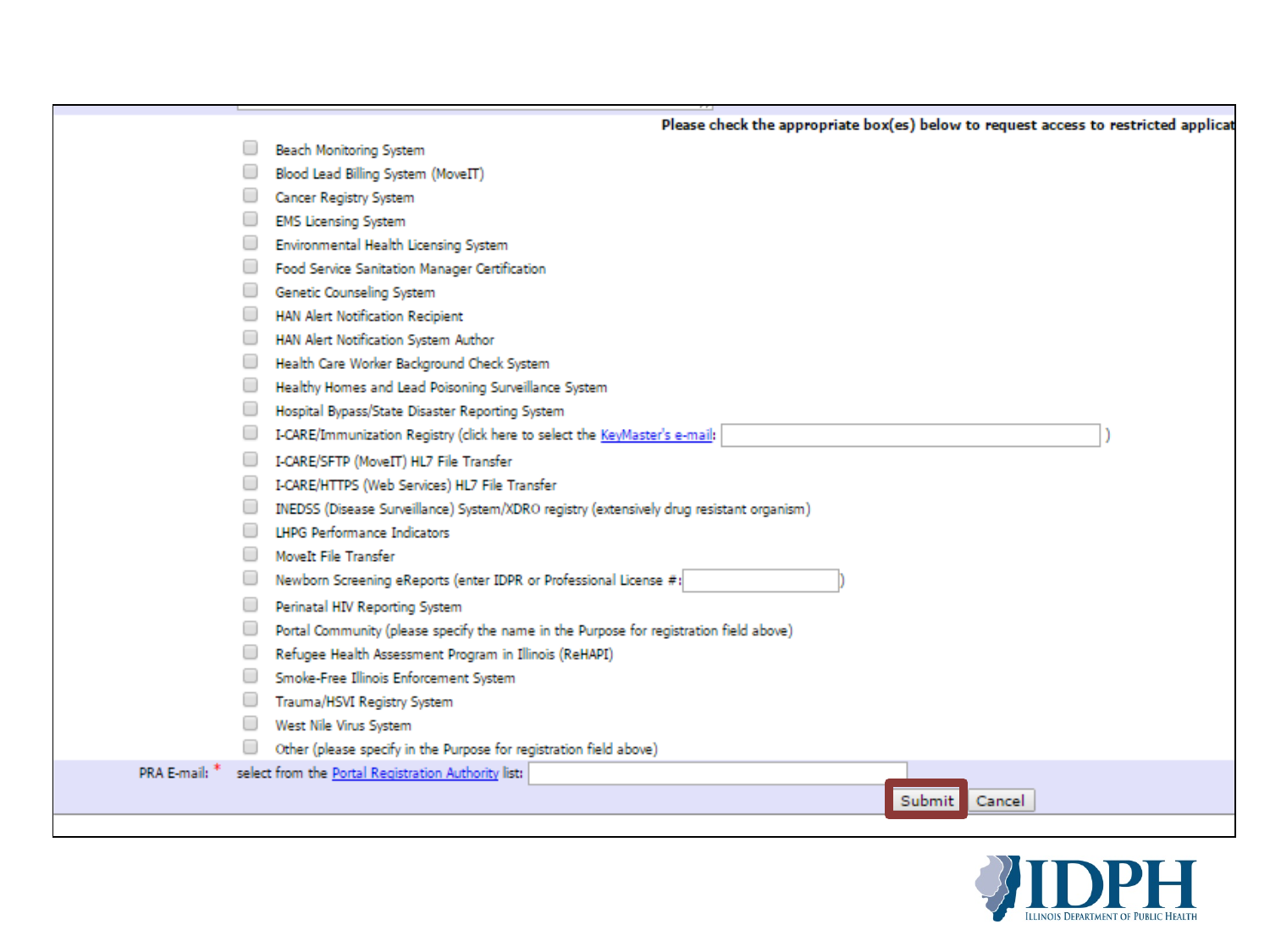Please check the appropriate box(es) below to request access to restricted applicat

- [ ] Beach Monitoring System
- [ ] Blood Lead Billing System (MoveIT)
- [ ] Cancer Registry System
- [ ] EMS Licensing System
- [ ] Environmental Health Licensing System
- [ ] Food Service Sanitation Manager Certification
- [ ] Genetic Counseling System
- [ ] HAN Alert Notification Recipient
- [ ] HAN Alert Notification System Author
- [ ] Health Care Worker Background Check System
- [ ] Healthy Homes and Lead Poisoning Surveillance System
- [ ] Hospital Bypass/State Disaster Reporting System
- [ ] I-CARE/Immunization Registry (click here to select the KeyMaster's e-mail: )
- [ ] I-CARE/SFTP (MoveIT) HL7 File Transfer
- [ ] I-CARE/HTTPS (Web Services) HL7 File Transfer
- [ ] INEDSS (Disease Surveillance) System/XDRO registry (extensively drug resistant organism)
- [ ] LHPG Performance Indicators
- [ ] MoveIt File Transfer
- [ ] Newborn Screening eReports (enter IDPR or Professional License #: )
- [ ] Perinatal HIV Reporting System
- [ ] Portal Community (please specify the name in the Purpose for registration field above)
- [ ] Refugee Health Assessment Program in Illinois (ReHAPI)
- [ ] Smoke-Free Illinois Enforcement System
- [ ] Trauma/HSVI Registry System
- [ ] West Nile Virus System
- [ ] Other (please specify in the Purpose for registration field above)

PRA E-mail: * select from the Portal Registration Authority list:

Submit Cancel

IDPH
Illinois Department of Public Health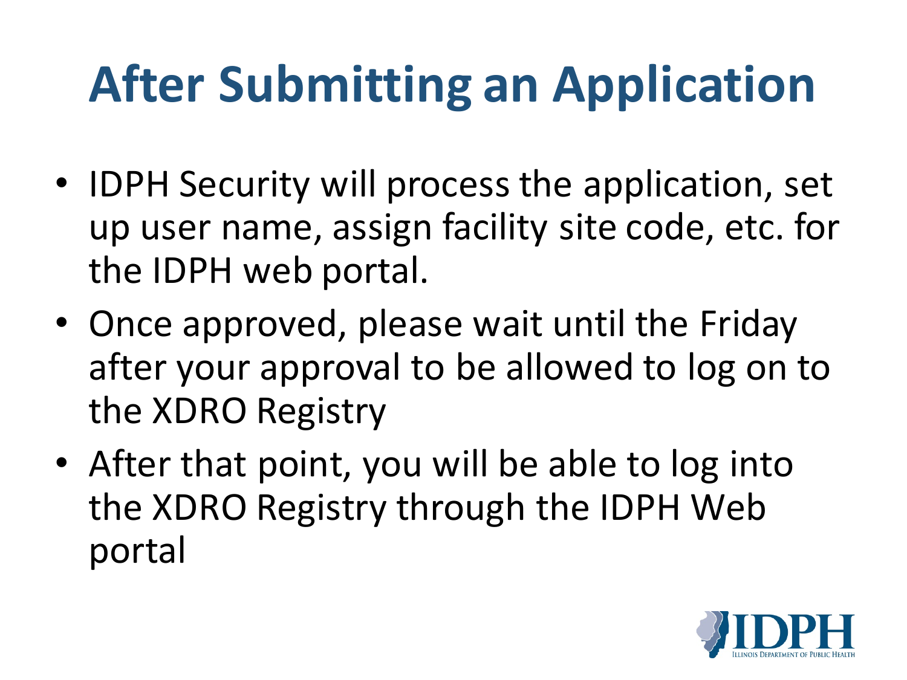# After Submitting an Application

- IDPH Security will process the application, set up user name, assign facility site code, etc. for the IDPH web portal.
- Once approved, please wait until the Friday after your approval to be allowed to log on to the XDRO Registry
- After that point, you will be able to log into the XDRO Registry through the IDPH Web portal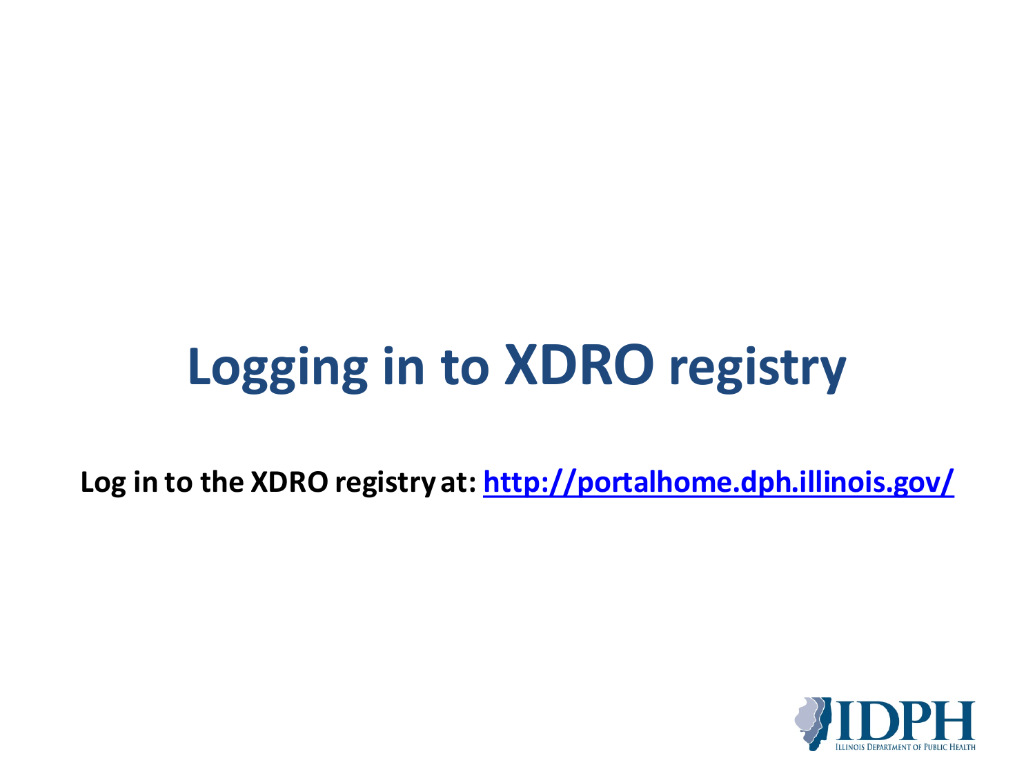# Logging in to XDRO registry

**Log in to the XDRO registry at: [http://portalhome.dph.illinois.gov/](http://portalhome.dph.illinois.gov/)**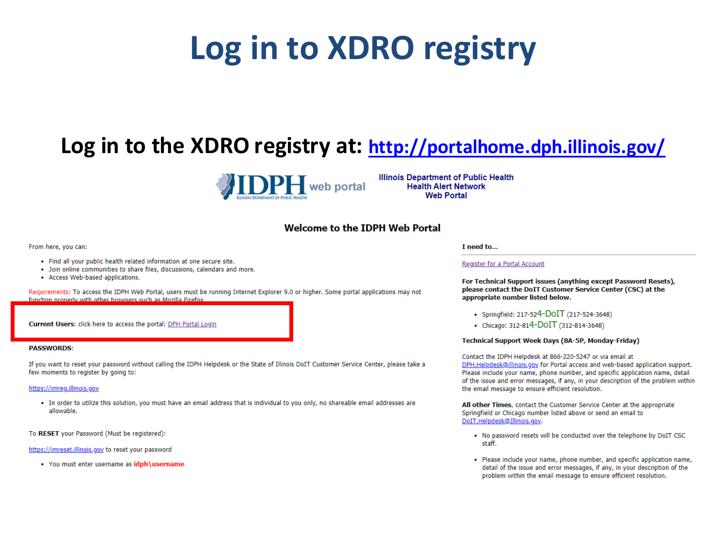# Log in to XDRO registry

## Log in to the XDRO registry at: http://portalhome.dph.illinois.gov/

IDPH web portal — Illinois Department of Public Health
Health Alert Network
Web Portal

### Welcome to the IDPH Web Portal

From here, you can:

- Find all your public health related information at one secure site.
- Join online communities to share files, discussions, calendars and more.
- Access Web-based applications.

Requirements: To access the IDPH Web Portal, users must be running Internet Explorer 9.0 or higher. Some portal applications may not function properly with other browsers such as Mozilla Firefox.

**Current Users**: click here to access the portal: DPH Portal Login

**PASSWORDS**:

If you want to reset your password without calling the IDPH Helpdesk or the State of Illinois DoIT Customer Service Center, please take a few moments to register by going to:

https://imreg.illinois.gov

- In order to utilize this solution, you must have an email address that is individual to you only, no shareable email addresses are allowable.

To **RESET** your Password (Must be registered):

https://imreset.illinois.gov to reset your password

- You must enter username as **idph\username**

**I need to...**

Register for a Portal Account

**For Technical Support issues (anything except Password Resets), please contact the DoIT Customer Service Center (CSC) at the appropriate number listed below.**

- Springfield: 217-524-DoIT (217-524-3648)
- Chicago: 312-814-DoIT (312-814-3648)

**Technical Support Week Days (8A-5P, Monday-Friday)**

Contact the IDPH Helpdesk at 866-220-5247 or via email at DPH.Helpdesk@illinois.gov for Portal access and web-based application support. Please include your name, phone number, and specific application name, detail of the issue and error messages, if any, in your description of the problem within the email message to ensure efficient resolution.

**All other Times**, contact the Customer Service Center at the appropriate Springfield or Chicago number listed above or send an email to DoIT.Helpdesk@Illinois.gov.

- No password resets will be conducted over the telephone by DoIT CSC staff.
- Please include your name, phone number, and specific application name, detail of the issue and error messages, if any, in your description of the problem within the email message to ensure efficient resolution.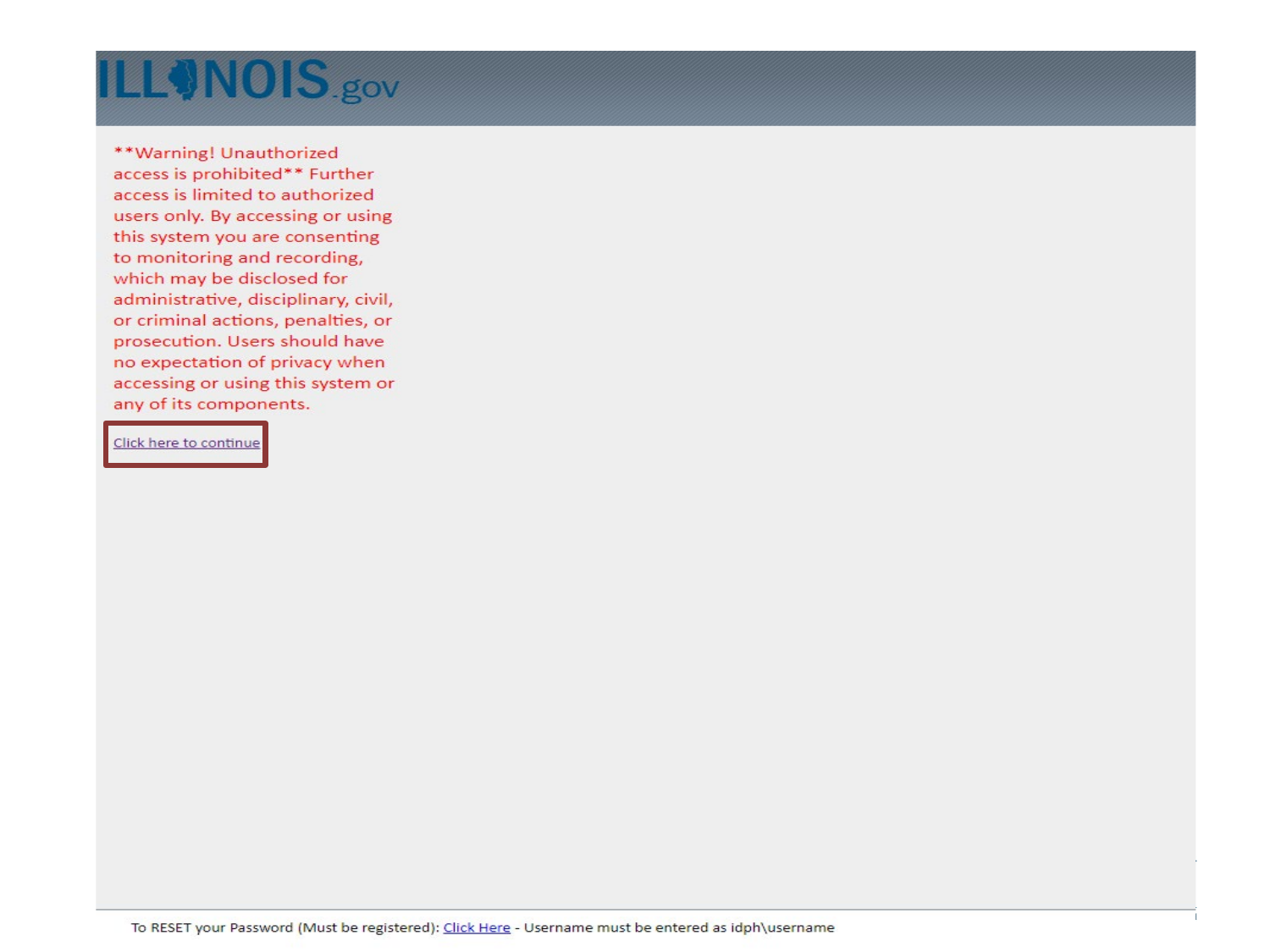ILLINOIS.gov

**Warning! Unauthorized access is prohibited** Further access is limited to authorized users only. By accessing or using this system you are consenting to monitoring and recording, which may be disclosed for administrative, disciplinary, civil, or criminal actions, penalties, or prosecution. Users should have no expectation of privacy when accessing or using this system or any of its components.

Click here to continue

To RESET your Password (Must be registered): Click Here - Username must be entered as idph\username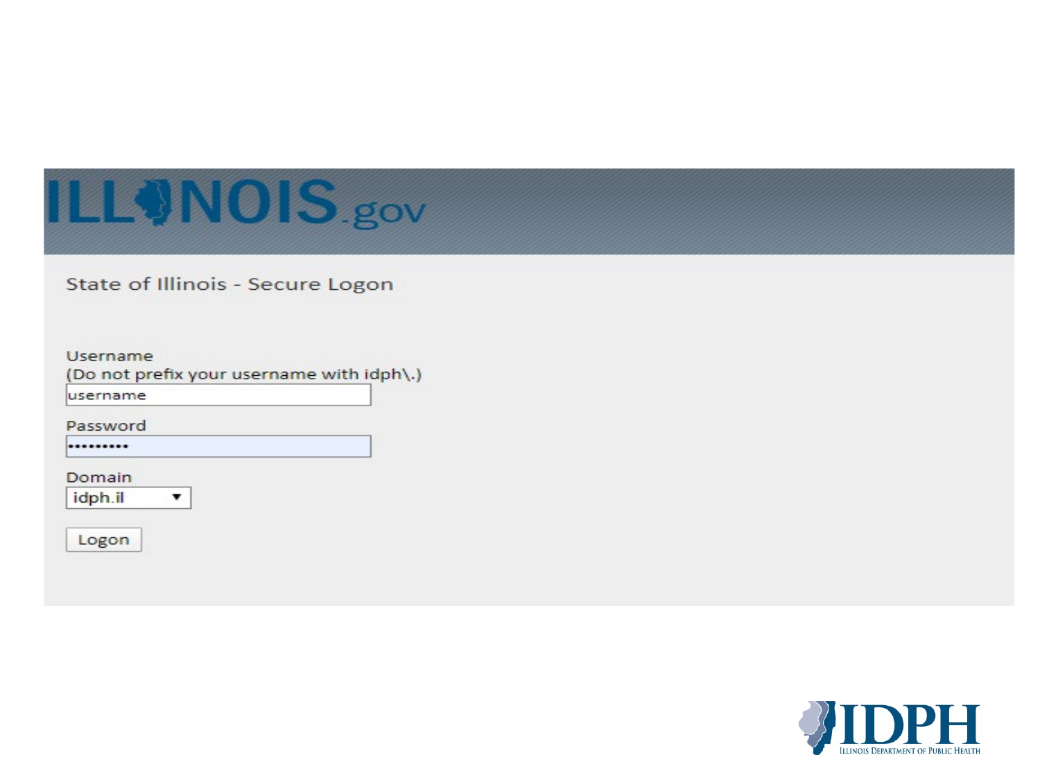ILLINOIS.gov

State of Illinois - Secure Logon

Username
(Do not prefix your username with idph\.)

username

Password

•••••••••

Domain

idph.il ▼

Logon

IDPH
Illinois Department of Public Health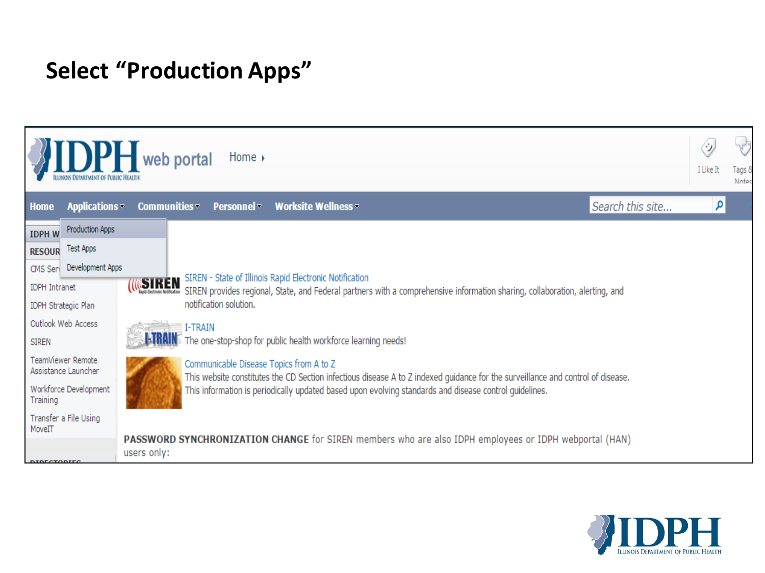# Select "Production Apps"

IDPH web portal | Home ›

Home | Applications ▾ | Communities ▾ | Personnel ▾ | Worksite Wellness ▾

Search this site...

I Like It | Tags & Notes

- Production Apps
- Test Apps
- Development Apps

IDPH W...

RESOUR...

- CMS Ser...
- IDPH Intranet
- IDPH Strategic Plan
- Outlook Web Access
- SIREN
- TeamViewer Remote Assistance Launcher
- Workforce Development Training
- Transfer a File Using MoveIT

**SIREN - State of Illinois Rapid Electronic Notification**
SIREN provides regional, State, and Federal partners with a comprehensive information sharing, collaboration, alerting, and notification solution.

**I-TRAIN**
The one-stop-shop for public health workforce learning needs!

**Communicable Disease Topics from A to Z**
This website constitutes the CD Section infectious disease A to Z indexed guidance for the surveillance and control of disease. This information is periodically updated based upon evolving standards and disease control guidelines.

**PASSWORD SYNCHRONIZATION CHANGE** for SIREN members who are also IDPH employees or IDPH webportal (HAN) users only: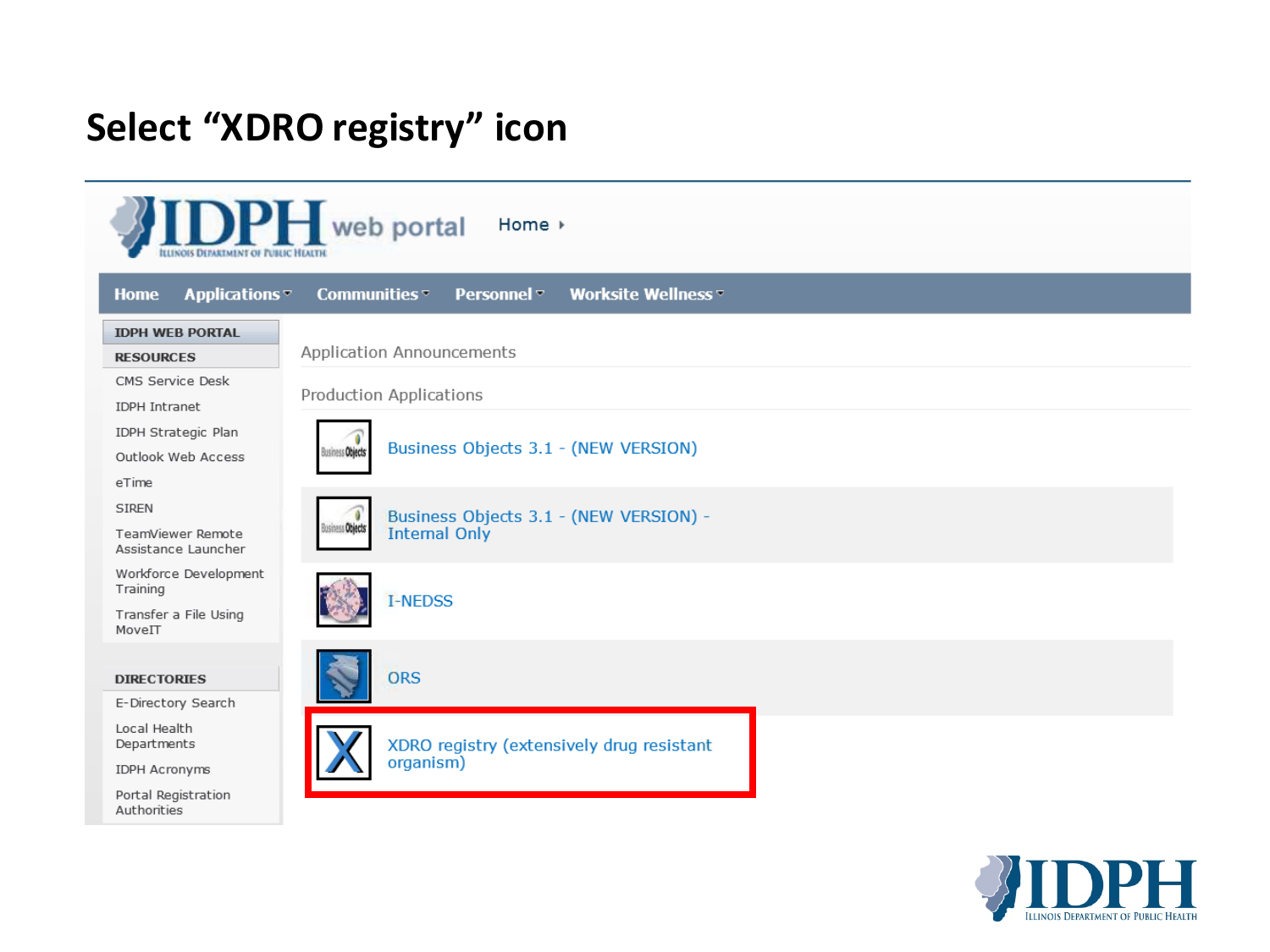# Select "XDRO registry" icon

IDPH web portal | Home ▸

Home | Applications ▾ | Communities ▾ | Personnel ▾ | Worksite Wellness ▾

**IDPH WEB PORTAL**

**RESOURCES**

- CMS Service Desk
- IDPH Intranet
- IDPH Strategic Plan
- Outlook Web Access
- eTime
- SIREN
- TeamViewer Remote Assistance Launcher
- Workforce Development Training
- Transfer a File Using MoveIT

**DIRECTORIES**

- E-Directory Search
- Local Health Departments
- IDPH Acronyms
- Portal Registration Authorities

Application Announcements

Production Applications

- Business Objects 3.1 - (NEW VERSION)
- Business Objects 3.1 - (NEW VERSION) - Internal Only
- I-NEDSS
- ORS
- XDRO registry (extensively drug resistant organism)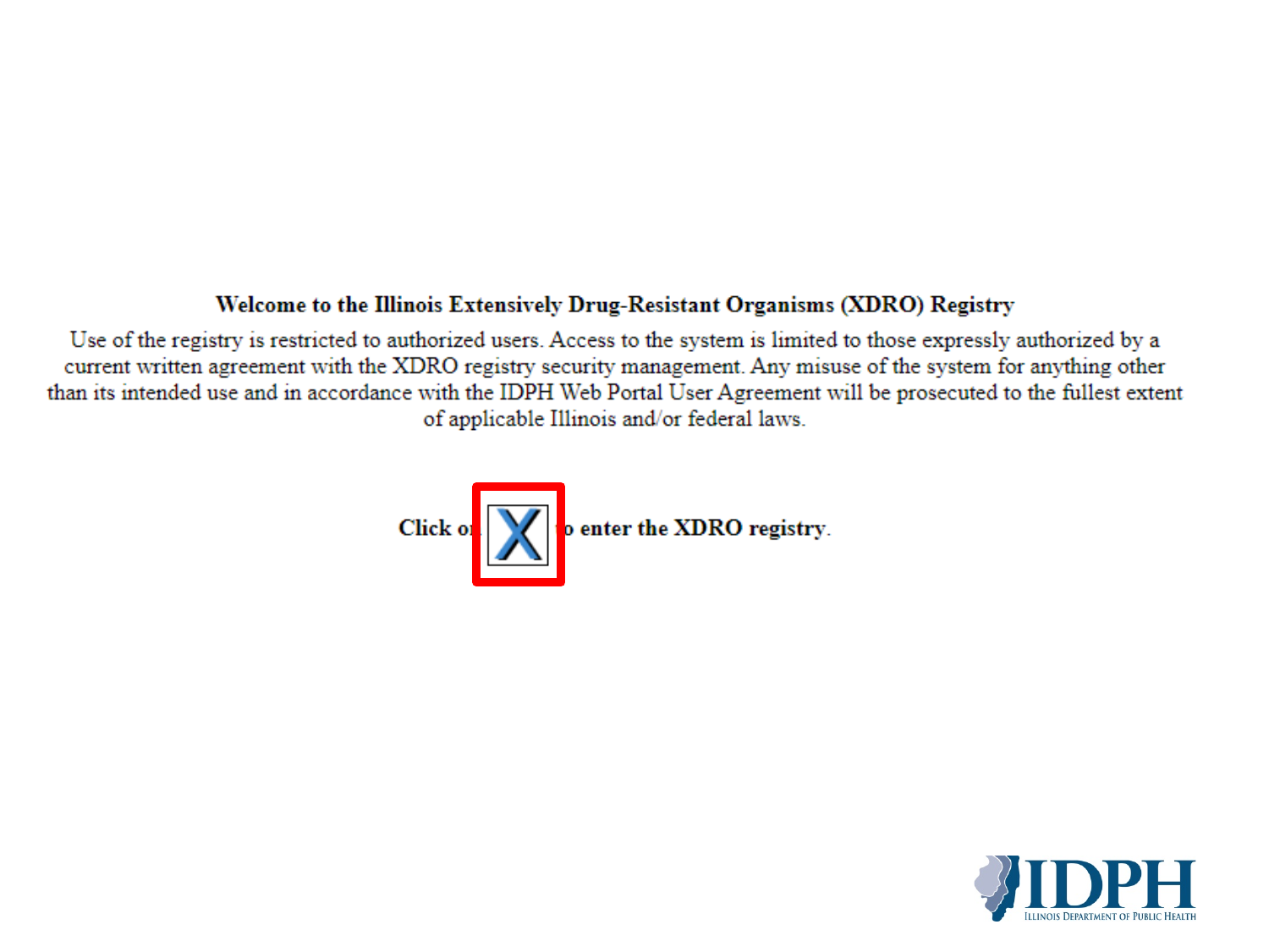**Welcome to the Illinois Extensively Drug-Resistant Organisms (XDRO) Registry**

Use of the registry is restricted to authorized users. Access to the system is limited to those expressly authorized by a current written agreement with the XDRO registry security management. Any misuse of the system for anything other than its intended use and in accordance with the IDPH Web Portal User Agreement will be prosecuted to the fullest extent of applicable Illinois and/or federal laws.

**Click on X to enter the XDRO registry.**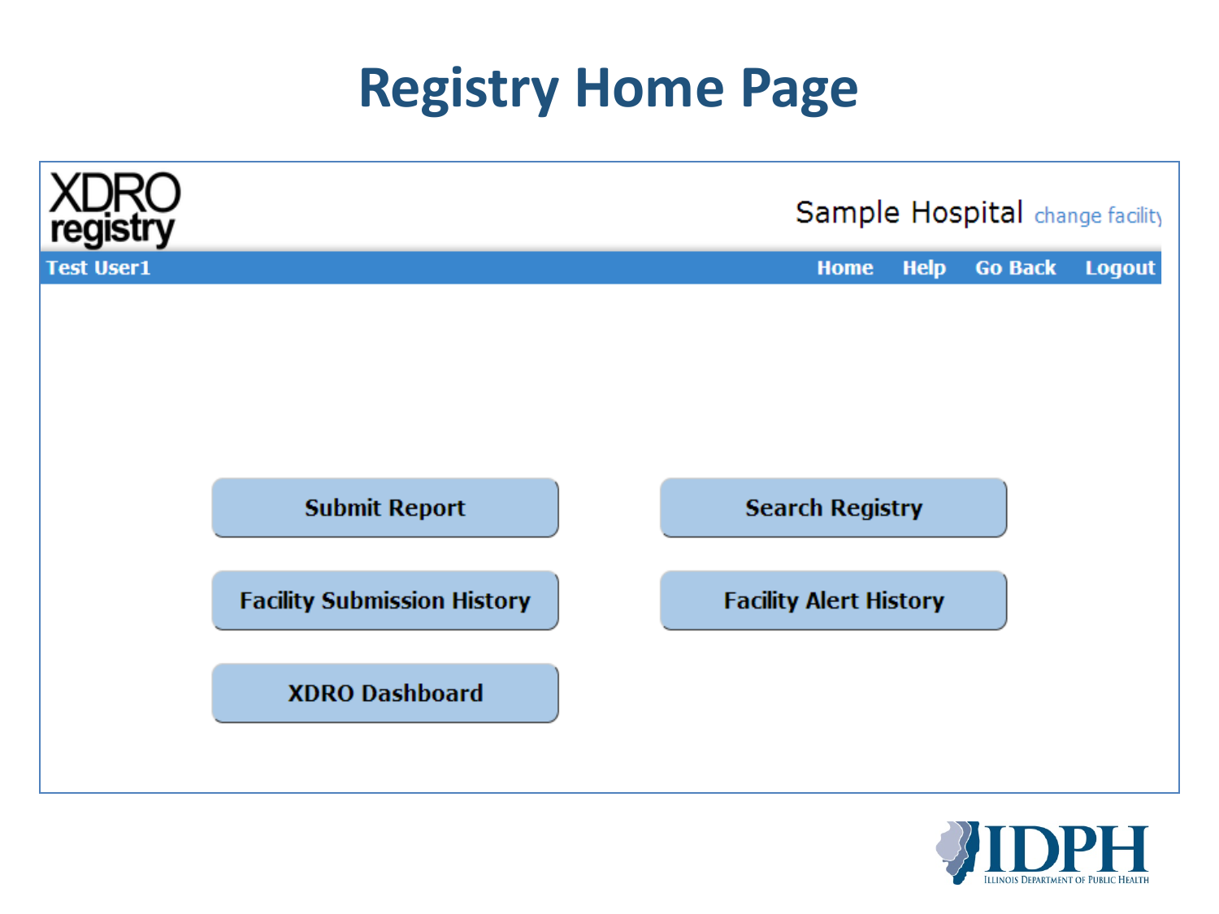# Registry Home Page

XDRO registry

Sample Hospital change facility

Test User1

Home Help Go Back Logout

Submit Report

Search Registry

Facility Submission History

Facility Alert History

XDRO Dashboard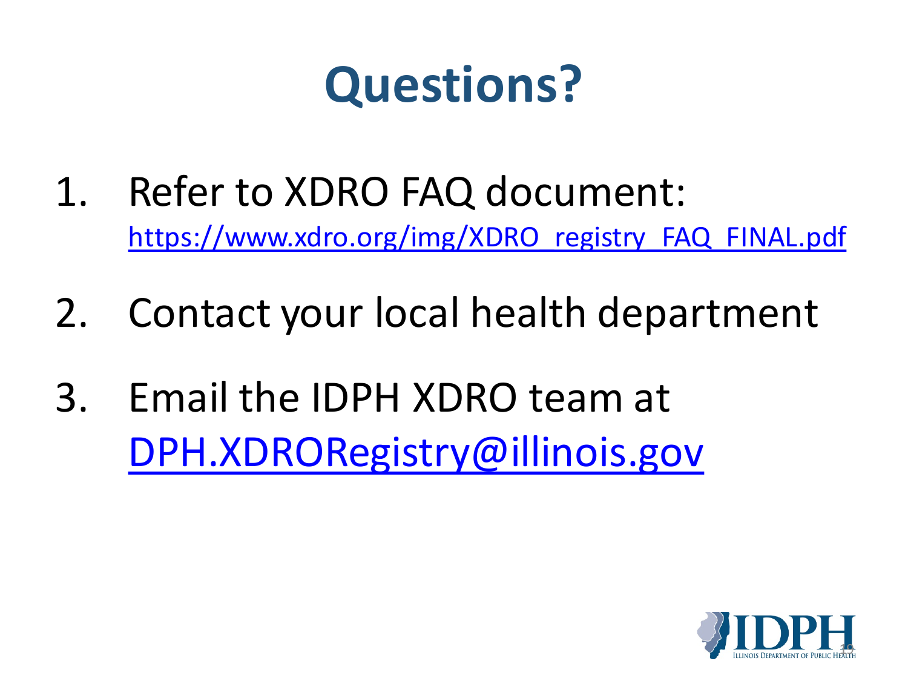# Questions?

1. Refer to XDRO FAQ document: https://www.xdro.org/img/XDRO_registry_FAQ_FINAL.pdf
2. Contact your local health department
3. Email the IDPH XDRO team at DPH.XDRORegistry@illinois.gov